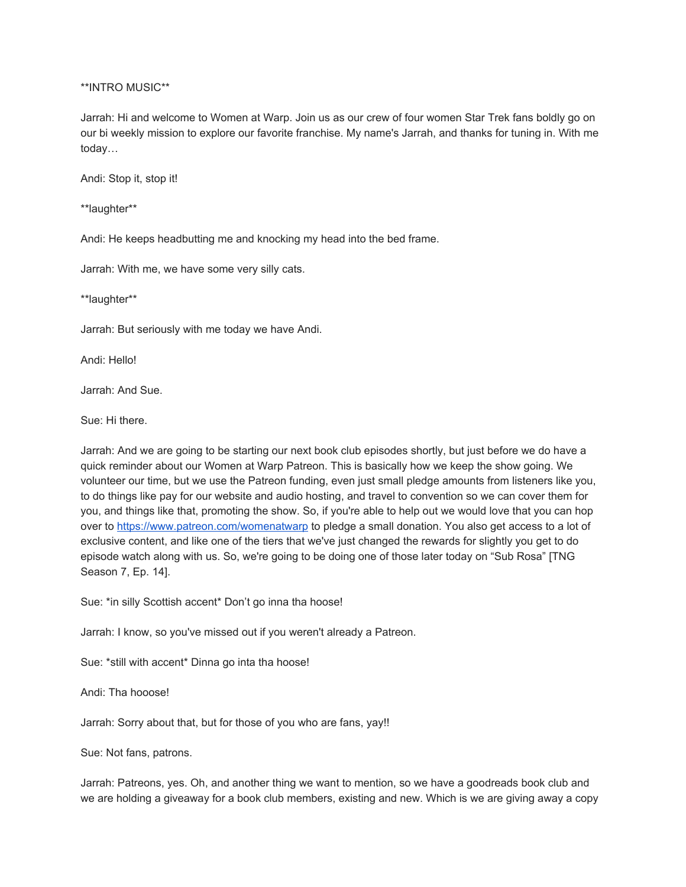**INTRO MUSIC**

Jarrah: Hi and welcome to Women at Warp. Join us as our crew of four women Star Trek fans boldly go on our bi weekly mission to explore our favorite franchise. My name's Jarrah, and thanks for tuning in. With me today…

Andi: Stop it, stop it!

**laughter**

Andi: He keeps headbutting me and knocking my head into the bed frame.

Jarrah: With me, we have some very silly cats.

**laughter**

Jarrah: But seriously with me today we have Andi.

Andi: Hello!

Jarrah: And Sue.

Sue: Hi there.

Jarrah: And we are going to be starting our next book club episodes shortly, but just before we do have a quick reminder about our Women at Warp Patreon. This is basically how we keep the show going. We volunteer our time, but we use the Patreon funding, even just small pledge amounts from listeners like you, to do things like pay for our website and audio hosting, and travel to convention so we can cover them for you, and things like that, promoting the show. So, if you're able to help out we would love that you can hop over to [https://www.patreon.com/womenatwarp](https://www.patreon.com/womenatwarp) to pledge a small donation. You also get access to a lot of exclusive content, and like one of the tiers that we've just changed the rewards for slightly you get to do episode watch along with us. So, we're going to be doing one of those later today on "Sub Rosa" [TNG Season 7, Ep. 14].

Sue: *in silly Scottish accent* Don't go inna tha hoose!

Jarrah: I know, so you've missed out if you weren't already a Patreon.

Sue: *still with accent* Dinna go inta tha hoose!

Andi: Tha hooose!

Jarrah: Sorry about that, but for those of you who are fans, yay!!

Sue: Not fans, patrons.

Jarrah: Patreons, yes. Oh, and another thing we want to mention, so we have a goodreads book club and we are holding a giveaway for a book club members, existing and new. Which is we are giving away a copy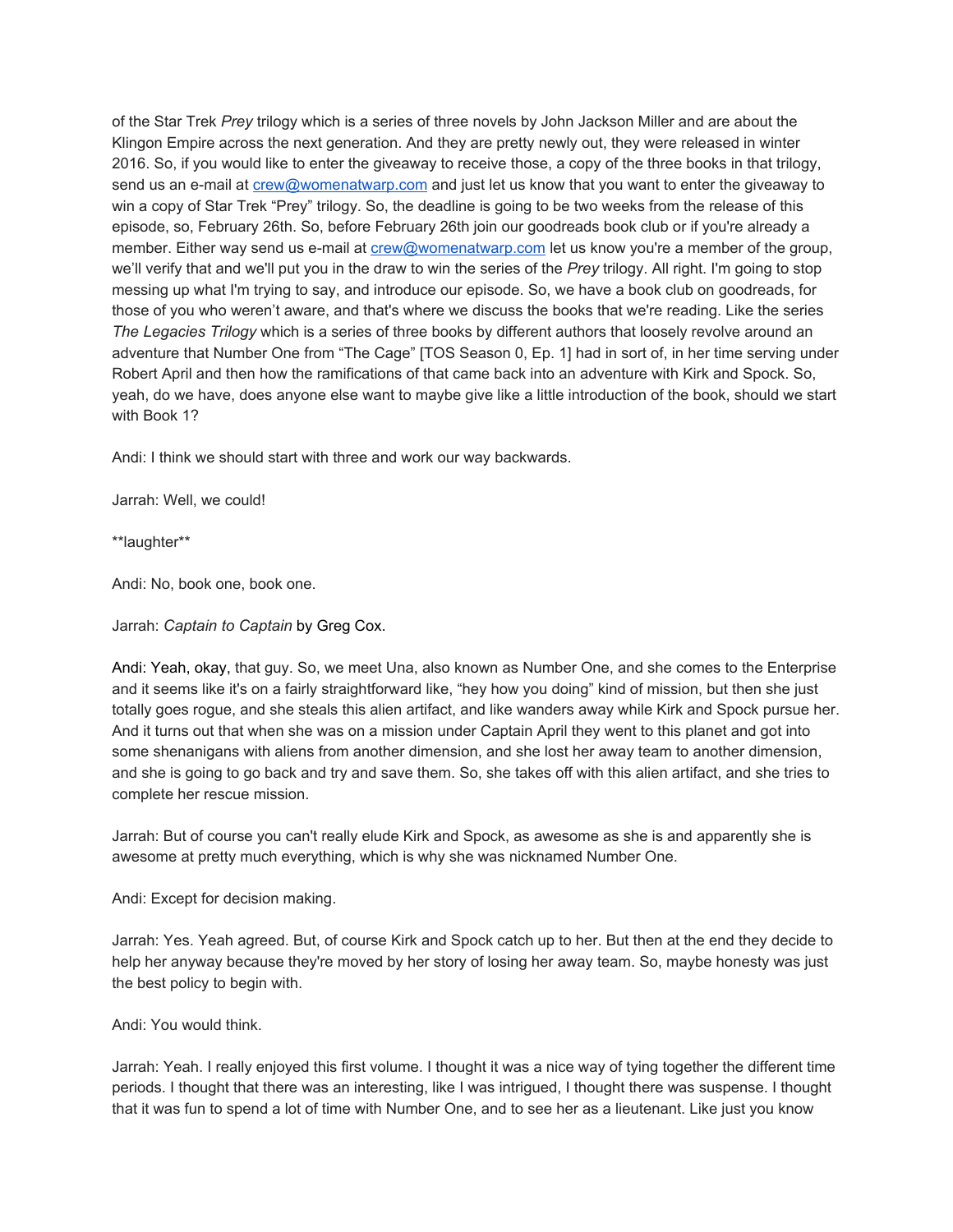of the Star Trek *Prey* trilogy which is a series of three novels by John Jackson Miller and are about the Klingon Empire across the next generation. And they are pretty newly out, they were released in winter 2016. So, if you would like to enter the giveaway to receive those, a copy of the three books in that trilogy, send us an e-mail at crew@womenatwarp.com and just let us know that you want to enter the giveaway to win a copy of Star Trek "Prey" trilogy. So, the deadline is going to be two weeks from the release of this episode, so, February 26th. So, before February 26th join our goodreads book club or if you're already a member. Either way send us e-mail at crew@womenatwarp.com let us know you're a member of the group, we'll verify that and we'll put you in the draw to win the series of the *Prey* trilogy. All right. I'm going to stop messing up what I'm trying to say, and introduce our episode. So, we have a book club on goodreads, for those of you who weren't aware, and that's where we discuss the books that we're reading. Like the series *The Legacies Trilogy* which is a series of three books by different authors that loosely revolve around an adventure that Number One from "The Cage" [TOS Season 0, Ep. 1] had in sort of, in her time serving under Robert April and then how the ramifications of that came back into an adventure with Kirk and Spock. So, yeah, do we have, does anyone else want to maybe give like a little introduction of the book, should we start with Book 1?

Andi: I think we should start with three and work our way backwards.

Jarrah: Well, we could!

**laughter**

Andi: No, book one, book one.

Jarrah: *Captain to Captain* by Greg Cox.

Andi: Yeah, okay, that guy. So, we meet Una, also known as Number One, and she comes to the Enterprise and it seems like it's on a fairly straightforward like, "hey how you doing" kind of mission, but then she just totally goes rogue, and she steals this alien artifact, and like wanders away while Kirk and Spock pursue her. And it turns out that when she was on a mission under Captain April they went to this planet and got into some shenanigans with aliens from another dimension, and she lost her away team to another dimension, and she is going to go back and try and save them. So, she takes off with this alien artifact, and she tries to complete her rescue mission.

Jarrah: But of course you can't really elude Kirk and Spock, as awesome as she is and apparently she is awesome at pretty much everything, which is why she was nicknamed Number One.

Andi: Except for decision making.

Jarrah: Yes. Yeah agreed. But, of course Kirk and Spock catch up to her. But then at the end they decide to help her anyway because they're moved by her story of losing her away team. So, maybe honesty was just the best policy to begin with.

Andi: You would think.

Jarrah: Yeah. I really enjoyed this first volume. I thought it was a nice way of tying together the different time periods. I thought that there was an interesting, like I was intrigued, I thought there was suspense. I thought that it was fun to spend a lot of time with Number One, and to see her as a lieutenant. Like just you know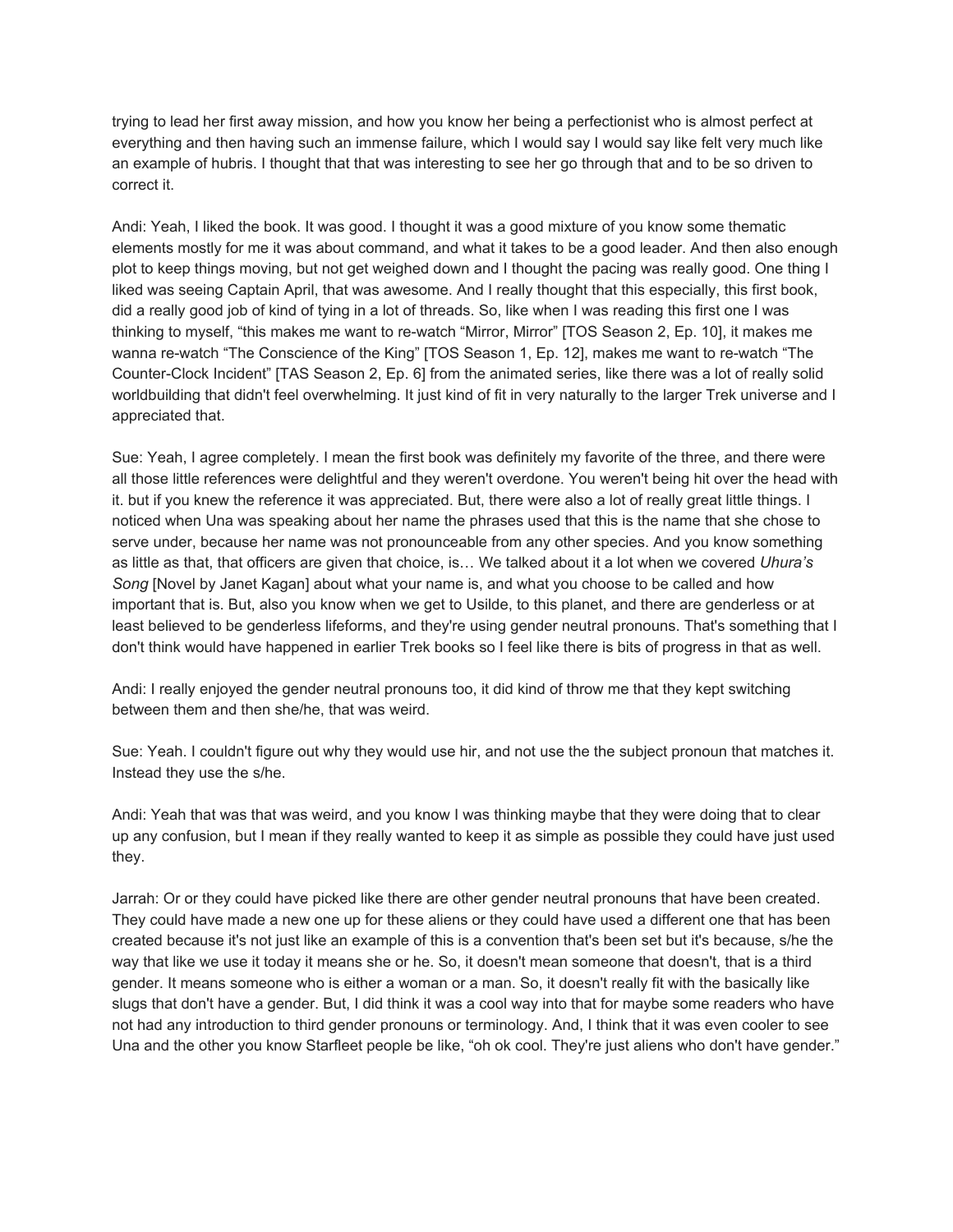trying to lead her first away mission, and how you know her being a perfectionist who is almost perfect at everything and then having such an immense failure, which I would say I would say like felt very much like an example of hubris. I thought that that was interesting to see her go through that and to be so driven to correct it.

Andi: Yeah, I liked the book. It was good. I thought it was a good mixture of you know some thematic elements mostly for me it was about command, and what it takes to be a good leader. And then also enough plot to keep things moving, but not get weighed down and I thought the pacing was really good. One thing I liked was seeing Captain April, that was awesome. And I really thought that this especially, this first book, did a really good job of kind of tying in a lot of threads. So, like when I was reading this first one I was thinking to myself, "this makes me want to re-watch "Mirror, Mirror" [TOS Season 2, Ep. 10], it makes me wanna re-watch "The Conscience of the King" [TOS Season 1, Ep. 12], makes me want to re-watch "The Counter-Clock Incident" [TAS Season 2, Ep. 6] from the animated series, like there was a lot of really solid worldbuilding that didn't feel overwhelming. It just kind of fit in very naturally to the larger Trek universe and I appreciated that.

Sue: Yeah, I agree completely. I mean the first book was definitely my favorite of the three, and there were all those little references were delightful and they weren't overdone. You weren't being hit over the head with it. but if you knew the reference it was appreciated. But, there were also a lot of really great little things. I noticed when Una was speaking about her name the phrases used that this is the name that she chose to serve under, because her name was not pronounceable from any other species. And you know something as little as that, that officers are given that choice, is… We talked about it a lot when we covered *Uhura's Song* [Novel by Janet Kagan] about what your name is, and what you choose to be called and how important that is. But, also you know when we get to Usilde, to this planet, and there are genderless or at least believed to be genderless lifeforms, and they're using gender neutral pronouns. That's something that I don't think would have happened in earlier Trek books so I feel like there is bits of progress in that as well.

Andi: I really enjoyed the gender neutral pronouns too, it did kind of throw me that they kept switching between them and then she/he, that was weird.

Sue: Yeah. I couldn't figure out why they would use hir, and not use the the subject pronoun that matches it. Instead they use the s/he.

Andi: Yeah that was that was weird, and you know I was thinking maybe that they were doing that to clear up any confusion, but I mean if they really wanted to keep it as simple as possible they could have just used they.

Jarrah: Or or they could have picked like there are other gender neutral pronouns that have been created. They could have made a new one up for these aliens or they could have used a different one that has been created because it's not just like an example of this is a convention that's been set but it's because, s/he the way that like we use it today it means she or he. So, it doesn't mean someone that doesn't, that is a third gender. It means someone who is either a woman or a man. So, it doesn't really fit with the basically like slugs that don't have a gender. But, I did think it was a cool way into that for maybe some readers who have not had any introduction to third gender pronouns or terminology. And, I think that it was even cooler to see Una and the other you know Starfleet people be like, "oh ok cool. They're just aliens who don't have gender."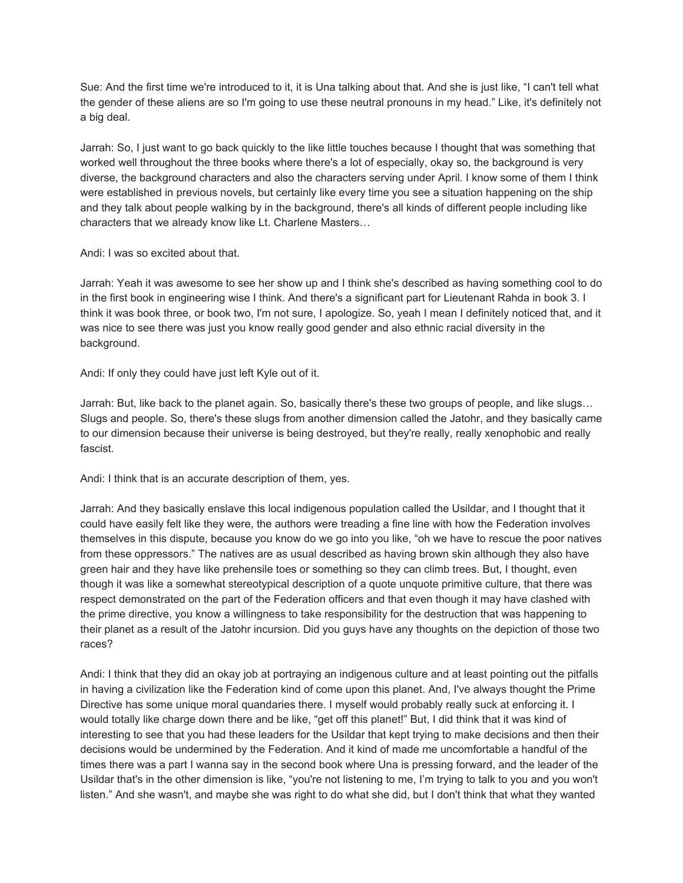Sue: And the first time we're introduced to it, it is Una talking about that. And she is just like, "I can't tell what the gender of these aliens are so I'm going to use these neutral pronouns in my head." Like, it's definitely not a big deal.

Jarrah: So, I just want to go back quickly to the like little touches because I thought that was something that worked well throughout the three books where there's a lot of especially, okay so, the background is very diverse, the background characters and also the characters serving under April. I know some of them I think were established in previous novels, but certainly like every time you see a situation happening on the ship and they talk about people walking by in the background, there's all kinds of different people including like characters that we already know like Lt. Charlene Masters…

Andi: I was so excited about that.

Jarrah: Yeah it was awesome to see her show up and I think she's described as having something cool to do in the first book in engineering wise I think. And there's a significant part for Lieutenant Rahda in book 3. I think it was book three, or book two, I'm not sure, I apologize. So, yeah I mean I definitely noticed that, and it was nice to see there was just you know really good gender and also ethnic racial diversity in the background.

Andi: If only they could have just left Kyle out of it.

Jarrah: But, like back to the planet again. So, basically there's these two groups of people, and like slugs… Slugs and people. So, there's these slugs from another dimension called the Jatohr, and they basically came to our dimension because their universe is being destroyed, but they're really, really xenophobic and really fascist.

Andi: I think that is an accurate description of them, yes.

Jarrah: And they basically enslave this local indigenous population called the Usildar, and I thought that it could have easily felt like they were, the authors were treading a fine line with how the Federation involves themselves in this dispute, because you know do we go into you like, "oh we have to rescue the poor natives from these oppressors." The natives are as usual described as having brown skin although they also have green hair and they have like prehensile toes or something so they can climb trees. But, I thought, even though it was like a somewhat stereotypical description of a quote unquote primitive culture, that there was respect demonstrated on the part of the Federation officers and that even though it may have clashed with the prime directive, you know a willingness to take responsibility for the destruction that was happening to their planet as a result of the Jatohr incursion. Did you guys have any thoughts on the depiction of those two races?

Andi: I think that they did an okay job at portraying an indigenous culture and at least pointing out the pitfalls in having a civilization like the Federation kind of come upon this planet. And, I've always thought the Prime Directive has some unique moral quandaries there. I myself would probably really suck at enforcing it. I would totally like charge down there and be like, "get off this planet!" But, I did think that it was kind of interesting to see that you had these leaders for the Usildar that kept trying to make decisions and then their decisions would be undermined by the Federation. And it kind of made me uncomfortable a handful of the times there was a part I wanna say in the second book where Una is pressing forward, and the leader of the Usildar that's in the other dimension is like, "you're not listening to me, I'm trying to talk to you and you won't listen." And she wasn't, and maybe she was right to do what she did, but I don't think that what they wanted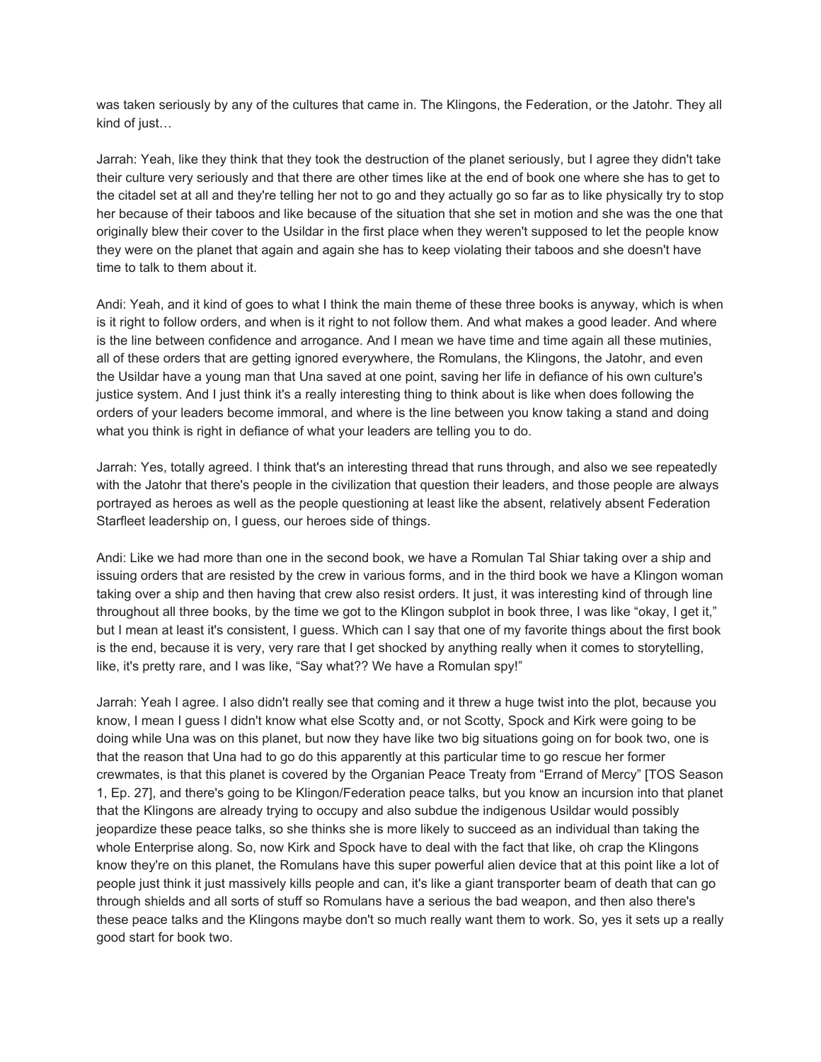was taken seriously by any of the cultures that came in. The Klingons, the Federation, or the Jatohr. They all kind of just…

Jarrah: Yeah, like they think that they took the destruction of the planet seriously, but I agree they didn't take their culture very seriously and that there are other times like at the end of book one where she has to get to the citadel set at all and they're telling her not to go and they actually go so far as to like physically try to stop her because of their taboos and like because of the situation that she set in motion and she was the one that originally blew their cover to the Usildar in the first place when they weren't supposed to let the people know they were on the planet that again and again she has to keep violating their taboos and she doesn't have time to talk to them about it.

Andi: Yeah, and it kind of goes to what I think the main theme of these three books is anyway, which is when is it right to follow orders, and when is it right to not follow them. And what makes a good leader. And where is the line between confidence and arrogance. And I mean we have time and time again all these mutinies, all of these orders that are getting ignored everywhere, the Romulans, the Klingons, the Jatohr, and even the Usildar have a young man that Una saved at one point, saving her life in defiance of his own culture's justice system. And I just think it's a really interesting thing to think about is like when does following the orders of your leaders become immoral, and where is the line between you know taking a stand and doing what you think is right in defiance of what your leaders are telling you to do.

Jarrah: Yes, totally agreed. I think that's an interesting thread that runs through, and also we see repeatedly with the Jatohr that there's people in the civilization that question their leaders, and those people are always portrayed as heroes as well as the people questioning at least like the absent, relatively absent Federation Starfleet leadership on, I guess, our heroes side of things.

Andi: Like we had more than one in the second book, we have a Romulan Tal Shiar taking over a ship and issuing orders that are resisted by the crew in various forms, and in the third book we have a Klingon woman taking over a ship and then having that crew also resist orders. It just, it was interesting kind of through line throughout all three books, by the time we got to the Klingon subplot in book three, I was like "okay, I get it," but I mean at least it's consistent, I guess. Which can I say that one of my favorite things about the first book is the end, because it is very, very rare that I get shocked by anything really when it comes to storytelling, like, it's pretty rare, and I was like, "Say what?? We have a Romulan spy!"

Jarrah: Yeah I agree. I also didn't really see that coming and it threw a huge twist into the plot, because you know, I mean I guess I didn't know what else Scotty and, or not Scotty, Spock and Kirk were going to be doing while Una was on this planet, but now they have like two big situations going on for book two, one is that the reason that Una had to go do this apparently at this particular time to go rescue her former crewmates, is that this planet is covered by the Organian Peace Treaty from "Errand of Mercy" [TOS Season 1, Ep. 27], and there's going to be Klingon/Federation peace talks, but you know an incursion into that planet that the Klingons are already trying to occupy and also subdue the indigenous Usildar would possibly jeopardize these peace talks, so she thinks she is more likely to succeed as an individual than taking the whole Enterprise along. So, now Kirk and Spock have to deal with the fact that like, oh crap the Klingons know they're on this planet, the Romulans have this super powerful alien device that at this point like a lot of people just think it just massively kills people and can, it's like a giant transporter beam of death that can go through shields and all sorts of stuff so Romulans have a serious the bad weapon, and then also there's these peace talks and the Klingons maybe don't so much really want them to work. So, yes it sets up a really good start for book two.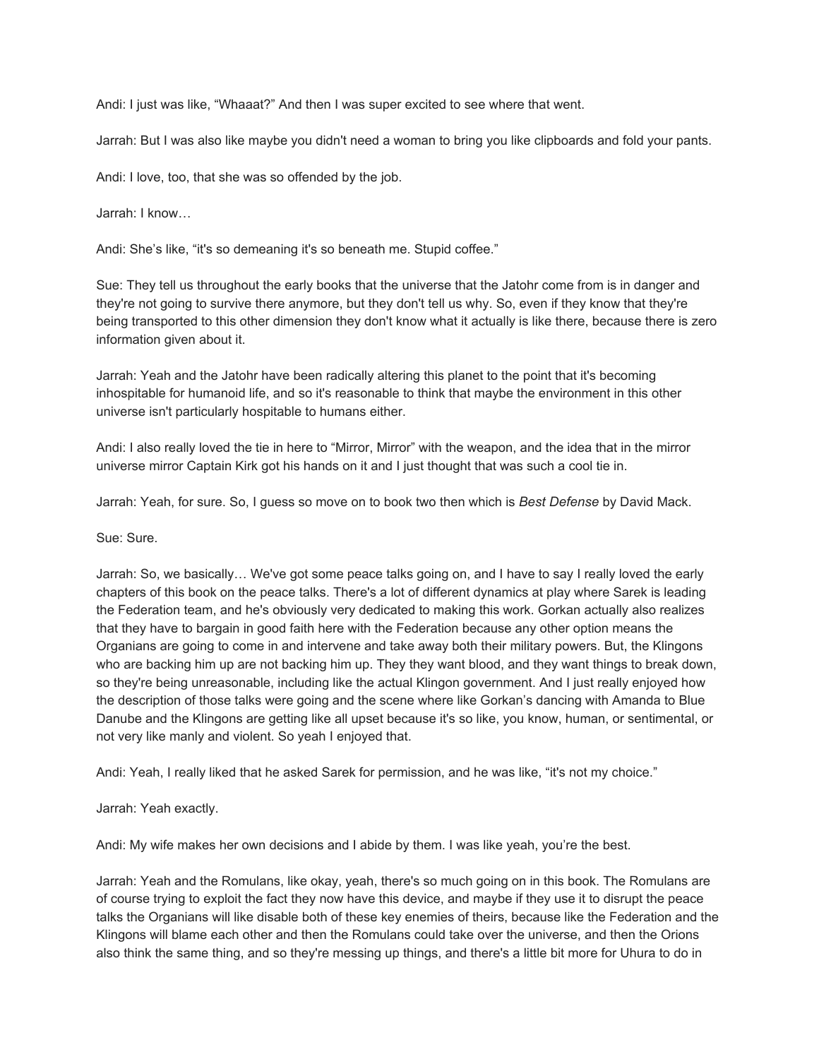Andi: I just was like, "Whaaat?" And then I was super excited to see where that went.

Jarrah: But I was also like maybe you didn't need a woman to bring you like clipboards and fold your pants.

Andi: I love, too, that she was so offended by the job.

Jarrah: I know…

Andi: She's like, "it's so demeaning it's so beneath me. Stupid coffee."

Sue: They tell us throughout the early books that the universe that the Jatohr come from is in danger and they're not going to survive there anymore, but they don't tell us why. So, even if they know that they're being transported to this other dimension they don't know what it actually is like there, because there is zero information given about it.

Jarrah: Yeah and the Jatohr have been radically altering this planet to the point that it's becoming inhospitable for humanoid life, and so it's reasonable to think that maybe the environment in this other universe isn't particularly hospitable to humans either.

Andi: I also really loved the tie in here to "Mirror, Mirror" with the weapon, and the idea that in the mirror universe mirror Captain Kirk got his hands on it and I just thought that was such a cool tie in.

Jarrah: Yeah, for sure. So, I guess so move on to book two then which is *Best Defense* by David Mack.

Sue: Sure.

Jarrah: So, we basically… We've got some peace talks going on, and I have to say I really loved the early chapters of this book on the peace talks. There's a lot of different dynamics at play where Sarek is leading the Federation team, and he's obviously very dedicated to making this work. Gorkan actually also realizes that they have to bargain in good faith here with the Federation because any other option means the Organians are going to come in and intervene and take away both their military powers. But, the Klingons who are backing him up are not backing him up. They they want blood, and they want things to break down, so they're being unreasonable, including like the actual Klingon government. And I just really enjoyed how the description of those talks were going and the scene where like Gorkan's dancing with Amanda to Blue Danube and the Klingons are getting like all upset because it's so like, you know, human, or sentimental, or not very like manly and violent. So yeah I enjoyed that.

Andi: Yeah, I really liked that he asked Sarek for permission, and he was like, "it's not my choice."

Jarrah: Yeah exactly.

Andi: My wife makes her own decisions and I abide by them. I was like yeah, you're the best.

Jarrah: Yeah and the Romulans, like okay, yeah, there's so much going on in this book. The Romulans are of course trying to exploit the fact they now have this device, and maybe if they use it to disrupt the peace talks the Organians will like disable both of these key enemies of theirs, because like the Federation and the Klingons will blame each other and then the Romulans could take over the universe, and then the Orions also think the same thing, and so they're messing up things, and there's a little bit more for Uhura to do in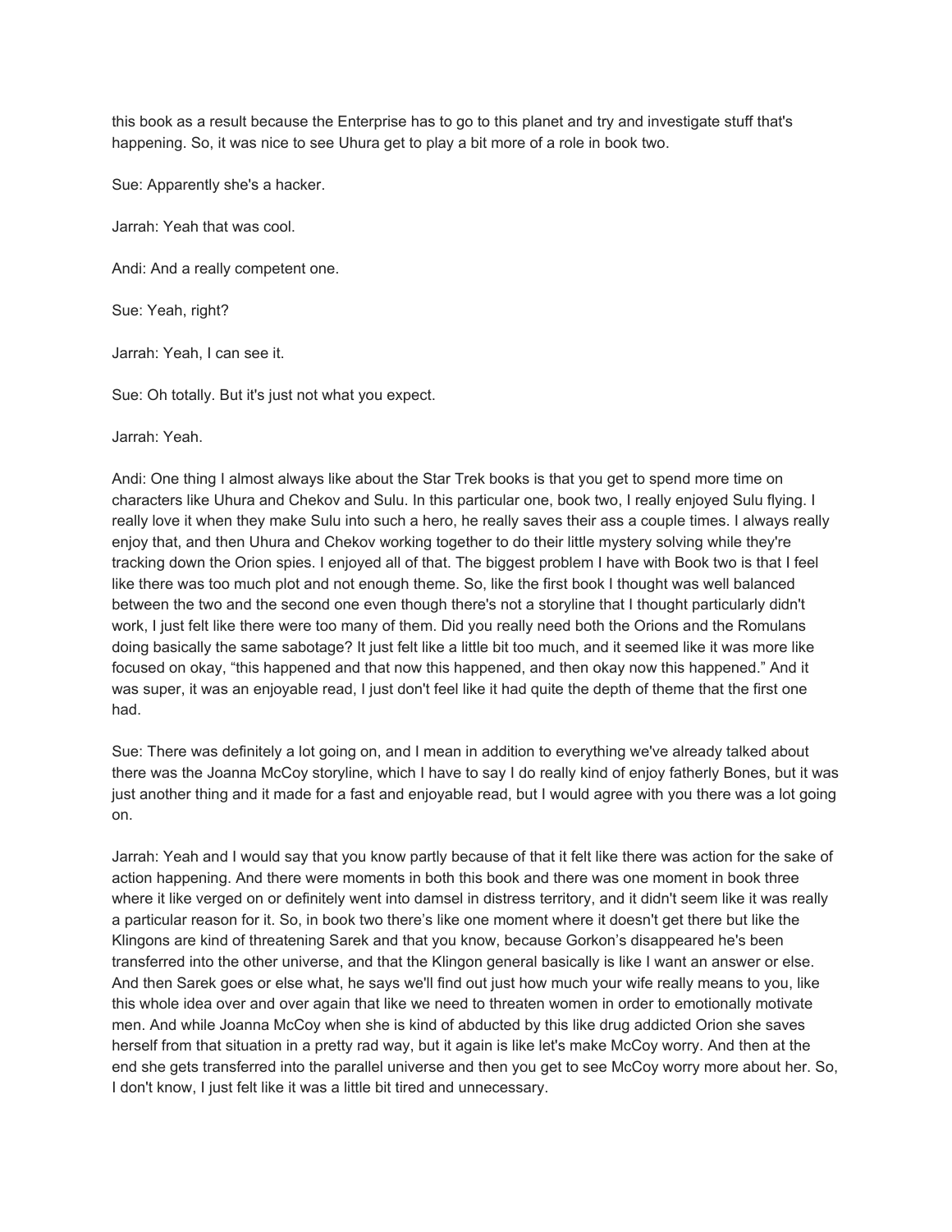this book as a result because the Enterprise has to go to this planet and try and investigate stuff that's happening. So, it was nice to see Uhura get to play a bit more of a role in book two.

Sue: Apparently she's a hacker.

Jarrah: Yeah that was cool.

Andi: And a really competent one.

Sue: Yeah, right?

Jarrah: Yeah, I can see it.

Sue: Oh totally. But it's just not what you expect.

Jarrah: Yeah.

Andi: One thing I almost always like about the Star Trek books is that you get to spend more time on characters like Uhura and Chekov and Sulu. In this particular one, book two, I really enjoyed Sulu flying. I really love it when they make Sulu into such a hero, he really saves their ass a couple times. I always really enjoy that, and then Uhura and Chekov working together to do their little mystery solving while they're tracking down the Orion spies. I enjoyed all of that. The biggest problem I have with Book two is that I feel like there was too much plot and not enough theme. So, like the first book I thought was well balanced between the two and the second one even though there's not a storyline that I thought particularly didn't work, I just felt like there were too many of them. Did you really need both the Orions and the Romulans doing basically the same sabotage? It just felt like a little bit too much, and it seemed like it was more like focused on okay, "this happened and that now this happened, and then okay now this happened." And it was super, it was an enjoyable read, I just don't feel like it had quite the depth of theme that the first one had.

Sue: There was definitely a lot going on, and I mean in addition to everything we've already talked about there was the Joanna McCoy storyline, which I have to say I do really kind of enjoy fatherly Bones, but it was just another thing and it made for a fast and enjoyable read, but I would agree with you there was a lot going on.

Jarrah: Yeah and I would say that you know partly because of that it felt like there was action for the sake of action happening. And there were moments in both this book and there was one moment in book three where it like verged on or definitely went into damsel in distress territory, and it didn't seem like it was really a particular reason for it. So, in book two there's like one moment where it doesn't get there but like the Klingons are kind of threatening Sarek and that you know, because Gorkon's disappeared he's been transferred into the other universe, and that the Klingon general basically is like I want an answer or else. And then Sarek goes or else what, he says we'll find out just how much your wife really means to you, like this whole idea over and over again that like we need to threaten women in order to emotionally motivate men. And while Joanna McCoy when she is kind of abducted by this like drug addicted Orion she saves herself from that situation in a pretty rad way, but it again is like let's make McCoy worry. And then at the end she gets transferred into the parallel universe and then you get to see McCoy worry more about her. So, I don't know, I just felt like it was a little bit tired and unnecessary.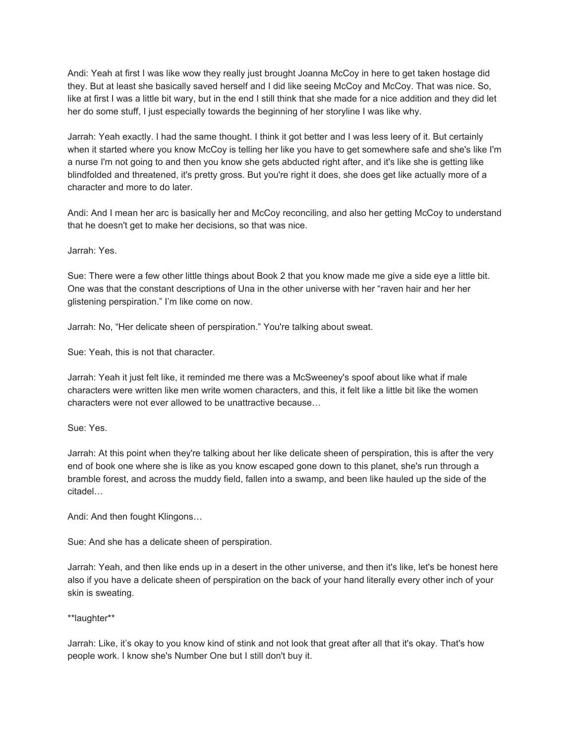Andi: Yeah at first I was like wow they really just brought Joanna McCoy in here to get taken hostage did they. But at least she basically saved herself and I did like seeing McCoy and McCoy. That was nice. So, like at first I was a little bit wary, but in the end I still think that she made for a nice addition and they did let her do some stuff, I just especially towards the beginning of her storyline I was like why.

Jarrah: Yeah exactly. I had the same thought. I think it got better and I was less leery of it. But certainly when it started where you know McCoy is telling her like you have to get somewhere safe and she's like I'm a nurse I'm not going to and then you know she gets abducted right after, and it's like she is getting like blindfolded and threatened, it's pretty gross. But you're right it does, she does get like actually more of a character and more to do later.

Andi: And I mean her arc is basically her and McCoy reconciling, and also her getting McCoy to understand that he doesn't get to make her decisions, so that was nice.

Jarrah: Yes.

Sue: There were a few other little things about Book 2 that you know made me give a side eye a little bit. One was that the constant descriptions of Una in the other universe with her "raven hair and her her glistening perspiration." I'm like come on now.

Jarrah: No, "Her delicate sheen of perspiration." You're talking about sweat.

Sue: Yeah, this is not that character.

Jarrah: Yeah it just felt like, it reminded me there was a McSweeney's spoof about like what if male characters were written like men write women characters, and this, it felt like a little bit like the women characters were not ever allowed to be unattractive because…

Sue: Yes.

Jarrah: At this point when they're talking about her like delicate sheen of perspiration, this is after the very end of book one where she is like as you know escaped gone down to this planet, she's run through a bramble forest, and across the muddy field, fallen into a swamp, and been like hauled up the side of the citadel…

Andi: And then fought Klingons…

Sue: And she has a delicate sheen of perspiration.

Jarrah: Yeah, and then like ends up in a desert in the other universe, and then it's like, let's be honest here also if you have a delicate sheen of perspiration on the back of your hand literally every other inch of your skin is sweating.

**laughter**

Jarrah: Like, it's okay to you know kind of stink and not look that great after all that it's okay. That's how people work. I know she's Number One but I still don't buy it.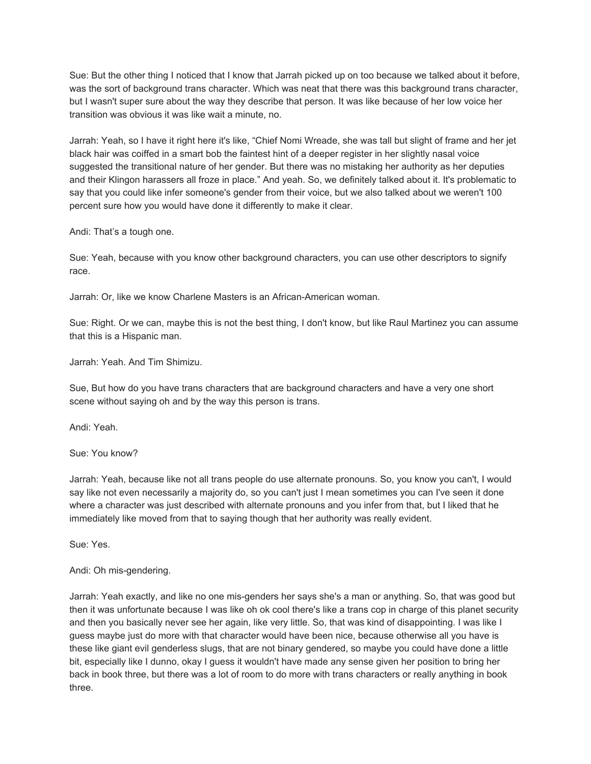Sue: But the other thing I noticed that I know that Jarrah picked up on too because we talked about it before, was the sort of background trans character. Which was neat that there was this background trans character, but I wasn't super sure about the way they describe that person. It was like because of her low voice her transition was obvious it was like wait a minute, no.

Jarrah: Yeah, so I have it right here it's like, "Chief Nomi Wreade, she was tall but slight of frame and her jet black hair was coiffed in a smart bob the faintest hint of a deeper register in her slightly nasal voice suggested the transitional nature of her gender. But there was no mistaking her authority as her deputies and their Klingon harassers all froze in place." And yeah. So, we definitely talked about it. It's problematic to say that you could like infer someone's gender from their voice, but we also talked about we weren't 100 percent sure how you would have done it differently to make it clear.

Andi: That's a tough one.

Sue: Yeah, because with you know other background characters, you can use other descriptors to signify race.

Jarrah: Or, like we know Charlene Masters is an African-American woman.

Sue: Right. Or we can, maybe this is not the best thing, I don't know, but like Raul Martinez you can assume that this is a Hispanic man.

Jarrah: Yeah. And Tim Shimizu.

Sue, But how do you have trans characters that are background characters and have a very one short scene without saying oh and by the way this person is trans.

Andi: Yeah.

Sue: You know?

Jarrah: Yeah, because like not all trans people do use alternate pronouns. So, you know you can't, I would say like not even necessarily a majority do, so you can't just I mean sometimes you can I've seen it done where a character was just described with alternate pronouns and you infer from that, but I liked that he immediately like moved from that to saying though that her authority was really evident.

Sue: Yes.

Andi: Oh mis-gendering.

Jarrah: Yeah exactly, and like no one mis-genders her says she's a man or anything. So, that was good but then it was unfortunate because I was like oh ok cool there's like a trans cop in charge of this planet security and then you basically never see her again, like very little. So, that was kind of disappointing. I was like I guess maybe just do more with that character would have been nice, because otherwise all you have is these like giant evil genderless slugs, that are not binary gendered, so maybe you could have done a little bit, especially like I dunno, okay I guess it wouldn't have made any sense given her position to bring her back in book three, but there was a lot of room to do more with trans characters or really anything in book three.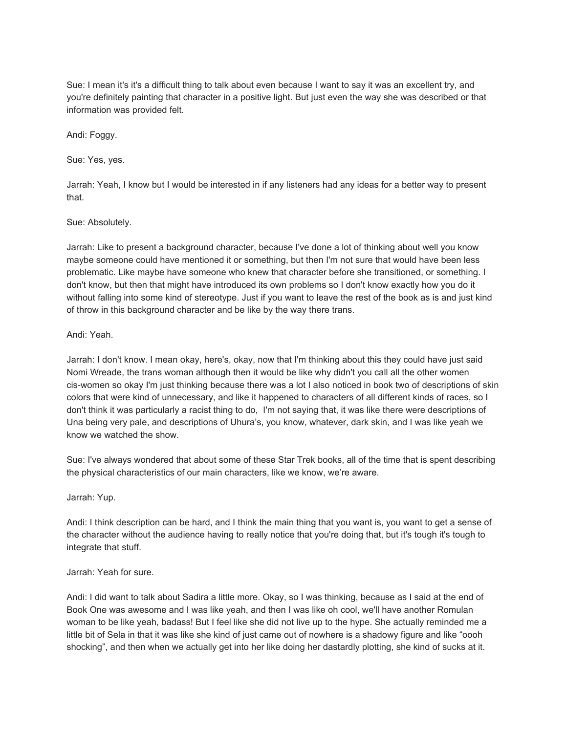Sue: I mean it's it's a difficult thing to talk about even because I want to say it was an excellent try, and you're definitely painting that character in a positive light. But just even the way she was described or that information was provided felt.

Andi: Foggy.

Sue: Yes, yes.

Jarrah: Yeah, I know but I would be interested in if any listeners had any ideas for a better way to present that.

Sue: Absolutely.

Jarrah: Like to present a background character, because I've done a lot of thinking about well you know maybe someone could have mentioned it or something, but then I'm not sure that would have been less problematic. Like maybe have someone who knew that character before she transitioned, or something. I don't know, but then that might have introduced its own problems so I don't know exactly how you do it without falling into some kind of stereotype. Just if you want to leave the rest of the book as is and just kind of throw in this background character and be like by the way there trans.

Andi: Yeah.

Jarrah: I don't know. I mean okay, here's, okay, now that I'm thinking about this they could have just said Nomi Wreade, the trans woman although then it would be like why didn't you call all the other women cis-women so okay I'm just thinking because there was a lot I also noticed in book two of descriptions of skin colors that were kind of unnecessary, and like it happened to characters of all different kinds of races, so I don't think it was particularly a racist thing to do,  I'm not saying that, it was like there were descriptions of Una being very pale, and descriptions of Uhura's, you know, whatever, dark skin, and I was like yeah we know we watched the show.

Sue: I've always wondered that about some of these Star Trek books, all of the time that is spent describing the physical characteristics of our main characters, like we know, we're aware.

Jarrah: Yup.

Andi: I think description can be hard, and I think the main thing that you want is, you want to get a sense of the character without the audience having to really notice that you're doing that, but it's tough it's tough to integrate that stuff.

Jarrah: Yeah for sure.

Andi: I did want to talk about Sadira a little more. Okay, so I was thinking, because as I said at the end of Book One was awesome and I was like yeah, and then I was like oh cool, we'll have another Romulan woman to be like yeah, badass! But I feel like she did not live up to the hype. She actually reminded me a little bit of Sela in that it was like she kind of just came out of nowhere is a shadowy figure and like "oooh shocking", and then when we actually get into her like doing her dastardly plotting, she kind of sucks at it.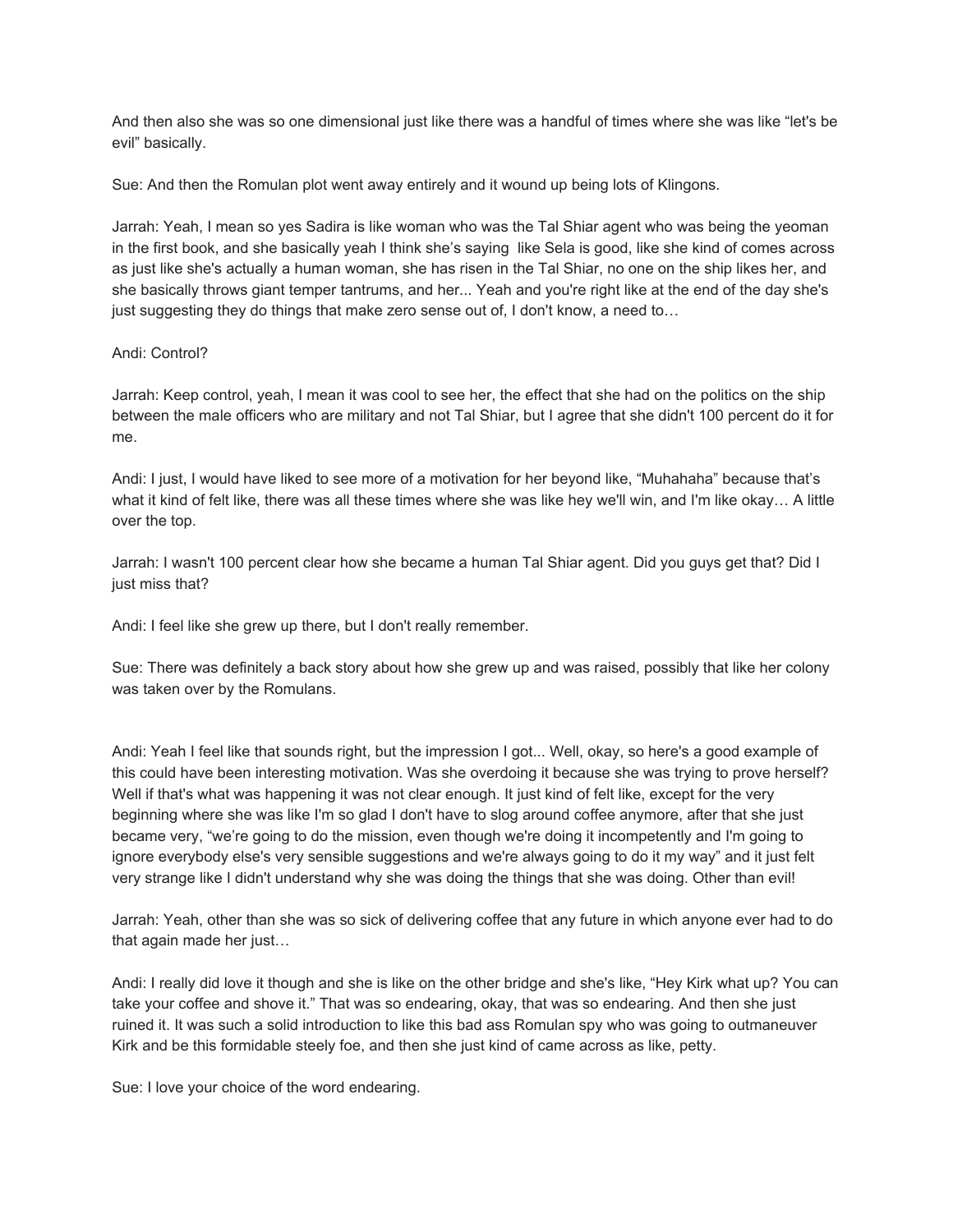And then also she was so one dimensional just like there was a handful of times where she was like "let's be evil" basically.

Sue: And then the Romulan plot went away entirely and it wound up being lots of Klingons.

Jarrah: Yeah, I mean so yes Sadira is like woman who was the Tal Shiar agent who was being the yeoman in the first book, and she basically yeah I think she's saying like Sela is good, like she kind of comes across as just like she's actually a human woman, she has risen in the Tal Shiar, no one on the ship likes her, and she basically throws giant temper tantrums, and her... Yeah and you're right like at the end of the day she's just suggesting they do things that make zero sense out of, I don't know, a need to…

Andi: Control?

Jarrah: Keep control, yeah, I mean it was cool to see her, the effect that she had on the politics on the ship between the male officers who are military and not Tal Shiar, but I agree that she didn't 100 percent do it for me.

Andi: I just, I would have liked to see more of a motivation for her beyond like, "Muhahaha" because that's what it kind of felt like, there was all these times where she was like hey we'll win, and I'm like okay… A little over the top.

Jarrah: I wasn't 100 percent clear how she became a human Tal Shiar agent. Did you guys get that? Did I just miss that?

Andi: I feel like she grew up there, but I don't really remember.

Sue: There was definitely a back story about how she grew up and was raised, possibly that like her colony was taken over by the Romulans.

Andi: Yeah I feel like that sounds right, but the impression I got... Well, okay, so here's a good example of this could have been interesting motivation. Was she overdoing it because she was trying to prove herself? Well if that's what was happening it was not clear enough. It just kind of felt like, except for the very beginning where she was like I'm so glad I don't have to slog around coffee anymore, after that she just became very, "we're going to do the mission, even though we're doing it incompetently and I'm going to ignore everybody else's very sensible suggestions and we're always going to do it my way" and it just felt very strange like I didn't understand why she was doing the things that she was doing. Other than evil!

Jarrah: Yeah, other than she was so sick of delivering coffee that any future in which anyone ever had to do that again made her just…

Andi: I really did love it though and she is like on the other bridge and she's like, "Hey Kirk what up? You can take your coffee and shove it." That was so endearing, okay, that was so endearing. And then she just ruined it. It was such a solid introduction to like this bad ass Romulan spy who was going to outmaneuver Kirk and be this formidable steely foe, and then she just kind of came across as like, petty.

Sue: I love your choice of the word endearing.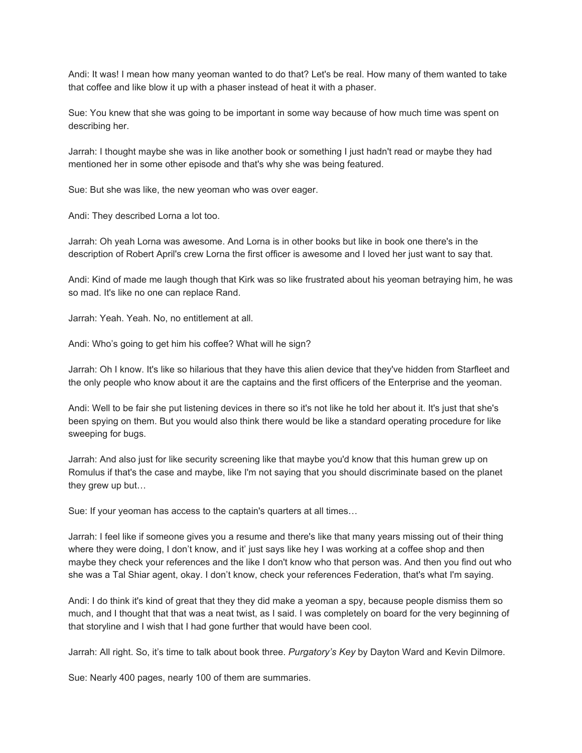Andi: It was! I mean how many yeoman wanted to do that? Let's be real. How many of them wanted to take that coffee and like blow it up with a phaser instead of heat it with a phaser.

Sue: You knew that she was going to be important in some way because of how much time was spent on describing her.

Jarrah: I thought maybe she was in like another book or something I just hadn't read or maybe they had mentioned her in some other episode and that's why she was being featured.

Sue: But she was like, the new yeoman who was over eager.

Andi: They described Lorna a lot too.

Jarrah: Oh yeah Lorna was awesome. And Lorna is in other books but like in book one there's in the description of Robert April's crew Lorna the first officer is awesome and I loved her just want to say that.

Andi: Kind of made me laugh though that Kirk was so like frustrated about his yeoman betraying him, he was so mad. It's like no one can replace Rand.

Jarrah: Yeah. Yeah. No, no entitlement at all.

Andi: Who's going to get him his coffee? What will he sign?

Jarrah: Oh I know. It's like so hilarious that they have this alien device that they've hidden from Starfleet and the only people who know about it are the captains and the first officers of the Enterprise and the yeoman.

Andi: Well to be fair she put listening devices in there so it's not like he told her about it. It's just that she's been spying on them. But you would also think there would be like a standard operating procedure for like sweeping for bugs.

Jarrah: And also just for like security screening like that maybe you'd know that this human grew up on Romulus if that's the case and maybe, like I'm not saying that you should discriminate based on the planet they grew up but…

Sue: If your yeoman has access to the captain's quarters at all times…

Jarrah: I feel like if someone gives you a resume and there's like that many years missing out of their thing where they were doing, I don't know, and it' just says like hey I was working at a coffee shop and then maybe they check your references and the like I don't know who that person was. And then you find out who she was a Tal Shiar agent, okay. I don't know, check your references Federation, that's what I'm saying.

Andi: I do think it's kind of great that they they did make a yeoman a spy, because people dismiss them so much, and I thought that that was a neat twist, as I said. I was completely on board for the very beginning of that storyline and I wish that I had gone further that would have been cool.

Jarrah: All right. So, it's time to talk about book three. *Purgatory's Key* by Dayton Ward and Kevin Dilmore.

Sue: Nearly 400 pages, nearly 100 of them are summaries.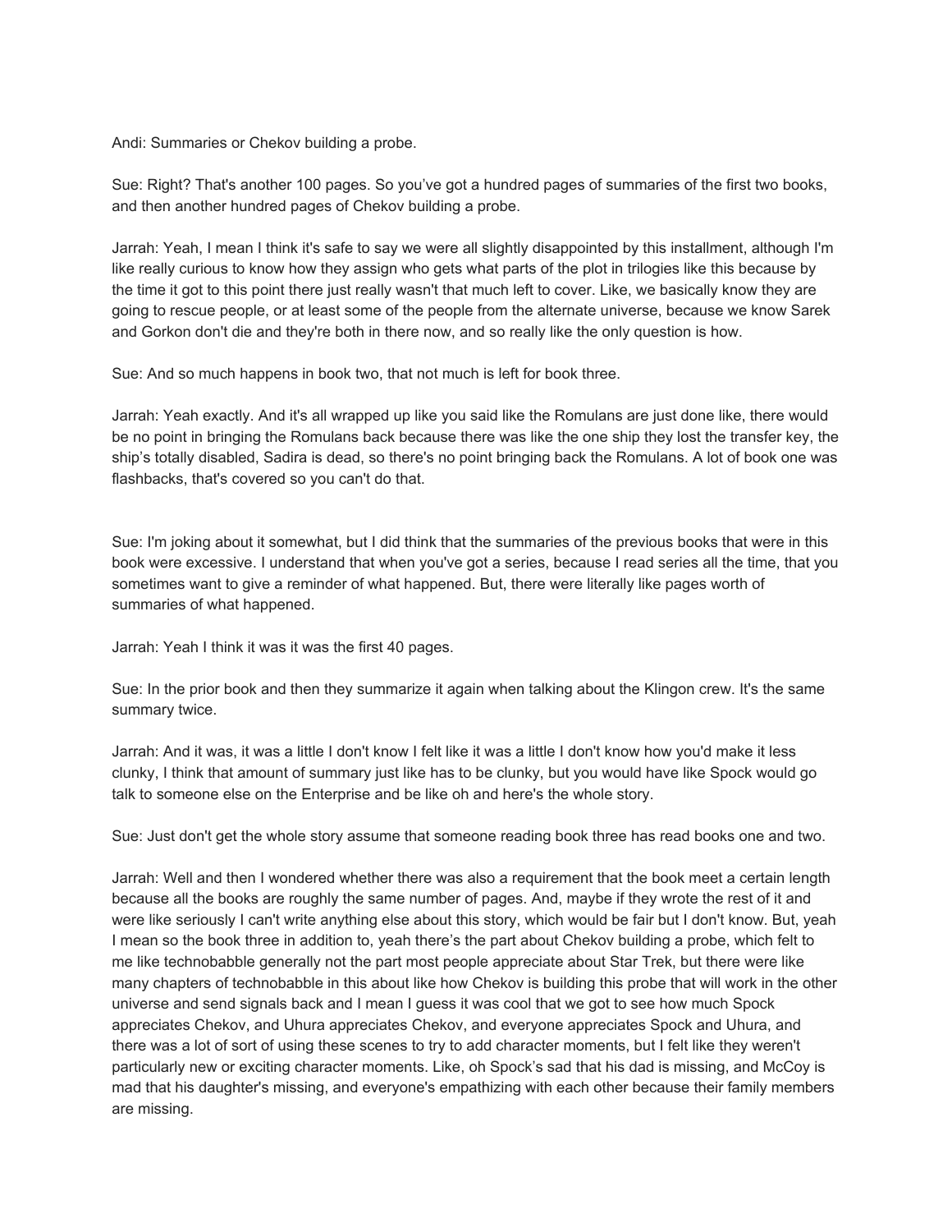Andi: Summaries or Chekov building a probe.

Sue: Right? That's another 100 pages. So you've got a hundred pages of summaries of the first two books, and then another hundred pages of Chekov building a probe.

Jarrah: Yeah, I mean I think it's safe to say we were all slightly disappointed by this installment, although I'm like really curious to know how they assign who gets what parts of the plot in trilogies like this because by the time it got to this point there just really wasn't that much left to cover. Like, we basically know they are going to rescue people, or at least some of the people from the alternate universe, because we know Sarek and Gorkon don't die and they're both in there now, and so really like the only question is how.

Sue: And so much happens in book two, that not much is left for book three.

Jarrah: Yeah exactly. And it's all wrapped up like you said like the Romulans are just done like, there would be no point in bringing the Romulans back because there was like the one ship they lost the transfer key, the ship's totally disabled, Sadira is dead, so there's no point bringing back the Romulans. A lot of book one was flashbacks, that's covered so you can't do that.

Sue: I'm joking about it somewhat, but I did think that the summaries of the previous books that were in this book were excessive. I understand that when you've got a series, because I read series all the time, that you sometimes want to give a reminder of what happened. But, there were literally like pages worth of summaries of what happened.

Jarrah: Yeah I think it was it was the first 40 pages.

Sue: In the prior book and then they summarize it again when talking about the Klingon crew. It's the same summary twice.

Jarrah: And it was, it was a little I don't know I felt like it was a little I don't know how you'd make it less clunky, I think that amount of summary just like has to be clunky, but you would have like Spock would go talk to someone else on the Enterprise and be like oh and here's the whole story.

Sue: Just don't get the whole story assume that someone reading book three has read books one and two.

Jarrah: Well and then I wondered whether there was also a requirement that the book meet a certain length because all the books are roughly the same number of pages. And, maybe if they wrote the rest of it and were like seriously I can't write anything else about this story, which would be fair but I don't know. But, yeah I mean so the book three in addition to, yeah there's the part about Chekov building a probe, which felt to me like technobabble generally not the part most people appreciate about Star Trek, but there were like many chapters of technobabble in this about like how Chekov is building this probe that will work in the other universe and send signals back and I mean I guess it was cool that we got to see how much Spock appreciates Chekov, and Uhura appreciates Chekov, and everyone appreciates Spock and Uhura, and there was a lot of sort of using these scenes to try to add character moments, but I felt like they weren't particularly new or exciting character moments. Like, oh Spock's sad that his dad is missing, and McCoy is mad that his daughter's missing, and everyone's empathizing with each other because their family members are missing.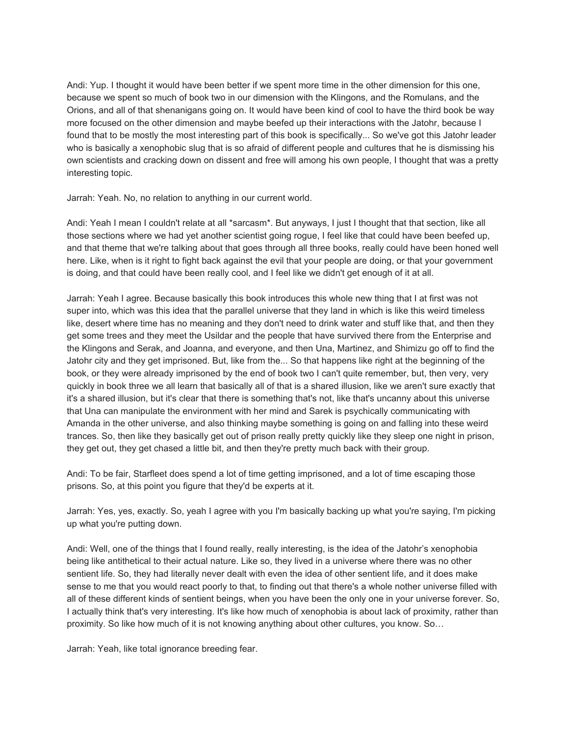Andi: Yup. I thought it would have been better if we spent more time in the other dimension for this one, because we spent so much of book two in our dimension with the Klingons, and the Romulans, and the Orions, and all of that shenanigans going on. It would have been kind of cool to have the third book be way more focused on the other dimension and maybe beefed up their interactions with the Jatohr, because I found that to be mostly the most interesting part of this book is specifically... So we've got this Jatohr leader who is basically a xenophobic slug that is so afraid of different people and cultures that he is dismissing his own scientists and cracking down on dissent and free will among his own people, I thought that was a pretty interesting topic.

Jarrah: Yeah. No, no relation to anything in our current world.

Andi: Yeah I mean I couldn't relate at all *sarcasm*. But anyways, I just I thought that that section, like all those sections where we had yet another scientist going rogue, I feel like that could have been beefed up, and that theme that we're talking about that goes through all three books, really could have been honed well here. Like, when is it right to fight back against the evil that your people are doing, or that your government is doing, and that could have been really cool, and I feel like we didn't get enough of it at all.

Jarrah: Yeah I agree. Because basically this book introduces this whole new thing that I at first was not super into, which was this idea that the parallel universe that they land in which is like this weird timeless like, desert where time has no meaning and they don't need to drink water and stuff like that, and then they get some trees and they meet the Usildar and the people that have survived there from the Enterprise and the Klingons and Serak, and Joanna, and everyone, and then Una, Martinez, and Shimizu go off to find the Jatohr city and they get imprisoned. But, like from the... So that happens like right at the beginning of the book, or they were already imprisoned by the end of book two I can't quite remember, but, then very, very quickly in book three we all learn that basically all of that is a shared illusion, like we aren't sure exactly that it's a shared illusion, but it's clear that there is something that's not, like that's uncanny about this universe that Una can manipulate the environment with her mind and Sarek is psychically communicating with Amanda in the other universe, and also thinking maybe something is going on and falling into these weird trances. So, then like they basically get out of prison really pretty quickly like they sleep one night in prison, they get out, they get chased a little bit, and then they're pretty much back with their group.

Andi: To be fair, Starfleet does spend a lot of time getting imprisoned, and a lot of time escaping those prisons. So, at this point you figure that they'd be experts at it.

Jarrah: Yes, yes, exactly. So, yeah I agree with you I'm basically backing up what you're saying, I'm picking up what you're putting down.

Andi: Well, one of the things that I found really, really interesting, is the idea of the Jatohr's xenophobia being like antithetical to their actual nature. Like so, they lived in a universe where there was no other sentient life. So, they had literally never dealt with even the idea of other sentient life, and it does make sense to me that you would react poorly to that, to finding out that there's a whole nother universe filled with all of these different kinds of sentient beings, when you have been the only one in your universe forever. So, I actually think that's very interesting. It's like how much of xenophobia is about lack of proximity, rather than proximity. So like how much of it is not knowing anything about other cultures, you know. So…

Jarrah: Yeah, like total ignorance breeding fear.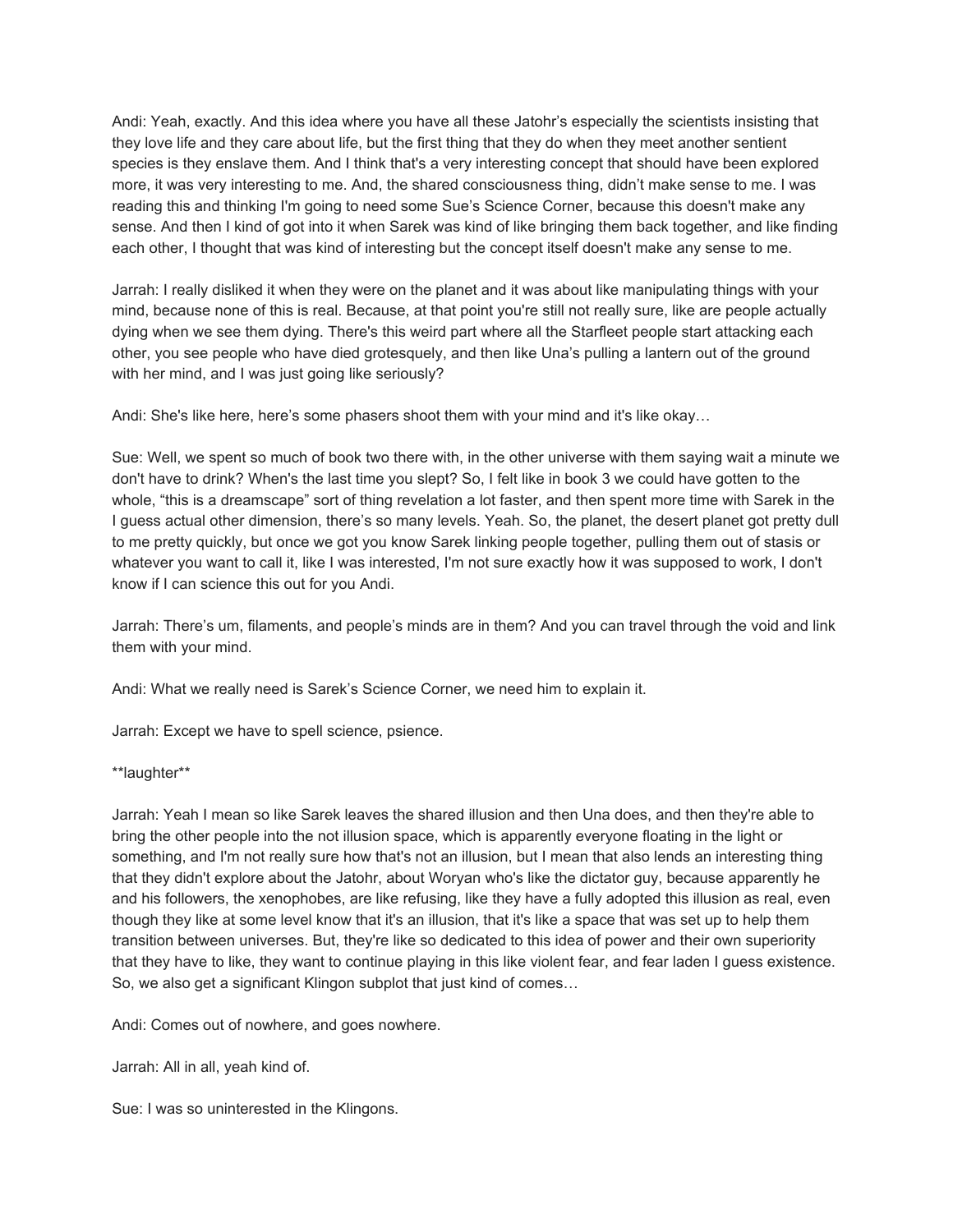Andi: Yeah, exactly. And this idea where you have all these Jatohr's especially the scientists insisting that they love life and they care about life, but the first thing that they do when they meet another sentient species is they enslave them. And I think that's a very interesting concept that should have been explored more, it was very interesting to me. And, the shared consciousness thing, didn't make sense to me. I was reading this and thinking I'm going to need some Sue's Science Corner, because this doesn't make any sense. And then I kind of got into it when Sarek was kind of like bringing them back together, and like finding each other, I thought that was kind of interesting but the concept itself doesn't make any sense to me.

Jarrah: I really disliked it when they were on the planet and it was about like manipulating things with your mind, because none of this is real. Because, at that point you're still not really sure, like are people actually dying when we see them dying. There's this weird part where all the Starfleet people start attacking each other, you see people who have died grotesquely, and then like Una's pulling a lantern out of the ground with her mind, and I was just going like seriously?

Andi: She's like here, here's some phasers shoot them with your mind and it's like okay…

Sue: Well, we spent so much of book two there with, in the other universe with them saying wait a minute we don't have to drink? When's the last time you slept? So, I felt like in book 3 we could have gotten to the whole, "this is a dreamscape" sort of thing revelation a lot faster, and then spent more time with Sarek in the I guess actual other dimension, there's so many levels. Yeah. So, the planet, the desert planet got pretty dull to me pretty quickly, but once we got you know Sarek linking people together, pulling them out of stasis or whatever you want to call it, like I was interested, I'm not sure exactly how it was supposed to work, I don't know if I can science this out for you Andi.

Jarrah: There's um, filaments, and people's minds are in them? And you can travel through the void and link them with your mind.

Andi: What we really need is Sarek's Science Corner, we need him to explain it.

Jarrah: Except we have to spell science, psience.

**laughter**

Jarrah: Yeah I mean so like Sarek leaves the shared illusion and then Una does, and then they're able to bring the other people into the not illusion space, which is apparently everyone floating in the light or something, and I'm not really sure how that's not an illusion, but I mean that also lends an interesting thing that they didn't explore about the Jatohr, about Woryan who's like the dictator guy, because apparently he and his followers, the xenophobes, are like refusing, like they have a fully adopted this illusion as real, even though they like at some level know that it's an illusion, that it's like a space that was set up to help them transition between universes. But, they're like so dedicated to this idea of power and their own superiority that they have to like, they want to continue playing in this like violent fear, and fear laden I guess existence. So, we also get a significant Klingon subplot that just kind of comes…

Andi: Comes out of nowhere, and goes nowhere.

Jarrah: All in all, yeah kind of.

Sue: I was so uninterested in the Klingons.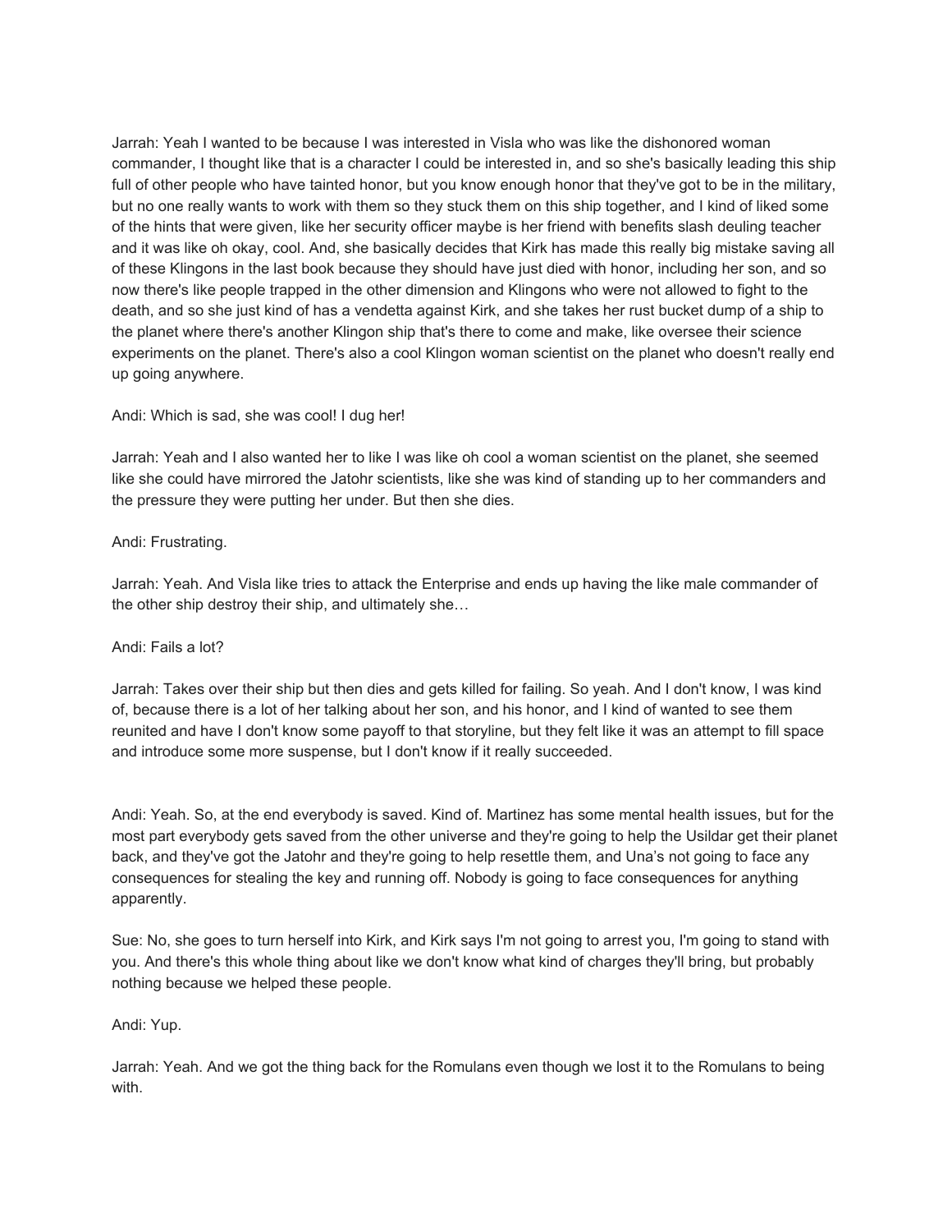Jarrah: Yeah I wanted to be because I was interested in Visla who was like the dishonored woman commander, I thought like that is a character I could be interested in, and so she's basically leading this ship full of other people who have tainted honor, but you know enough honor that they've got to be in the military, but no one really wants to work with them so they stuck them on this ship together, and I kind of liked some of the hints that were given, like her security officer maybe is her friend with benefits slash deuling teacher and it was like oh okay, cool. And, she basically decides that Kirk has made this really big mistake saving all of these Klingons in the last book because they should have just died with honor, including her son, and so now there's like people trapped in the other dimension and Klingons who were not allowed to fight to the death, and so she just kind of has a vendetta against Kirk, and she takes her rust bucket dump of a ship to the planet where there's another Klingon ship that's there to come and make, like oversee their science experiments on the planet. There's also a cool Klingon woman scientist on the planet who doesn't really end up going anywhere.

Andi: Which is sad, she was cool! I dug her!

Jarrah: Yeah and I also wanted her to like I was like oh cool a woman scientist on the planet, she seemed like she could have mirrored the Jatohr scientists, like she was kind of standing up to her commanders and the pressure they were putting her under. But then she dies.

Andi: Frustrating.

Jarrah: Yeah. And Visla like tries to attack the Enterprise and ends up having the like male commander of the other ship destroy their ship, and ultimately she…

Andi: Fails a lot?

Jarrah: Takes over their ship but then dies and gets killed for failing. So yeah. And I don't know, I was kind of, because there is a lot of her talking about her son, and his honor, and I kind of wanted to see them reunited and have I don't know some payoff to that storyline, but they felt like it was an attempt to fill space and introduce some more suspense, but I don't know if it really succeeded.

Andi: Yeah. So, at the end everybody is saved. Kind of. Martinez has some mental health issues, but for the most part everybody gets saved from the other universe and they're going to help the Usildar get their planet back, and they've got the Jatohr and they're going to help resettle them, and Una's not going to face any consequences for stealing the key and running off. Nobody is going to face consequences for anything apparently.

Sue: No, she goes to turn herself into Kirk, and Kirk says I'm not going to arrest you, I'm going to stand with you. And there's this whole thing about like we don't know what kind of charges they'll bring, but probably nothing because we helped these people.

Andi: Yup.

Jarrah: Yeah. And we got the thing back for the Romulans even though we lost it to the Romulans to being with.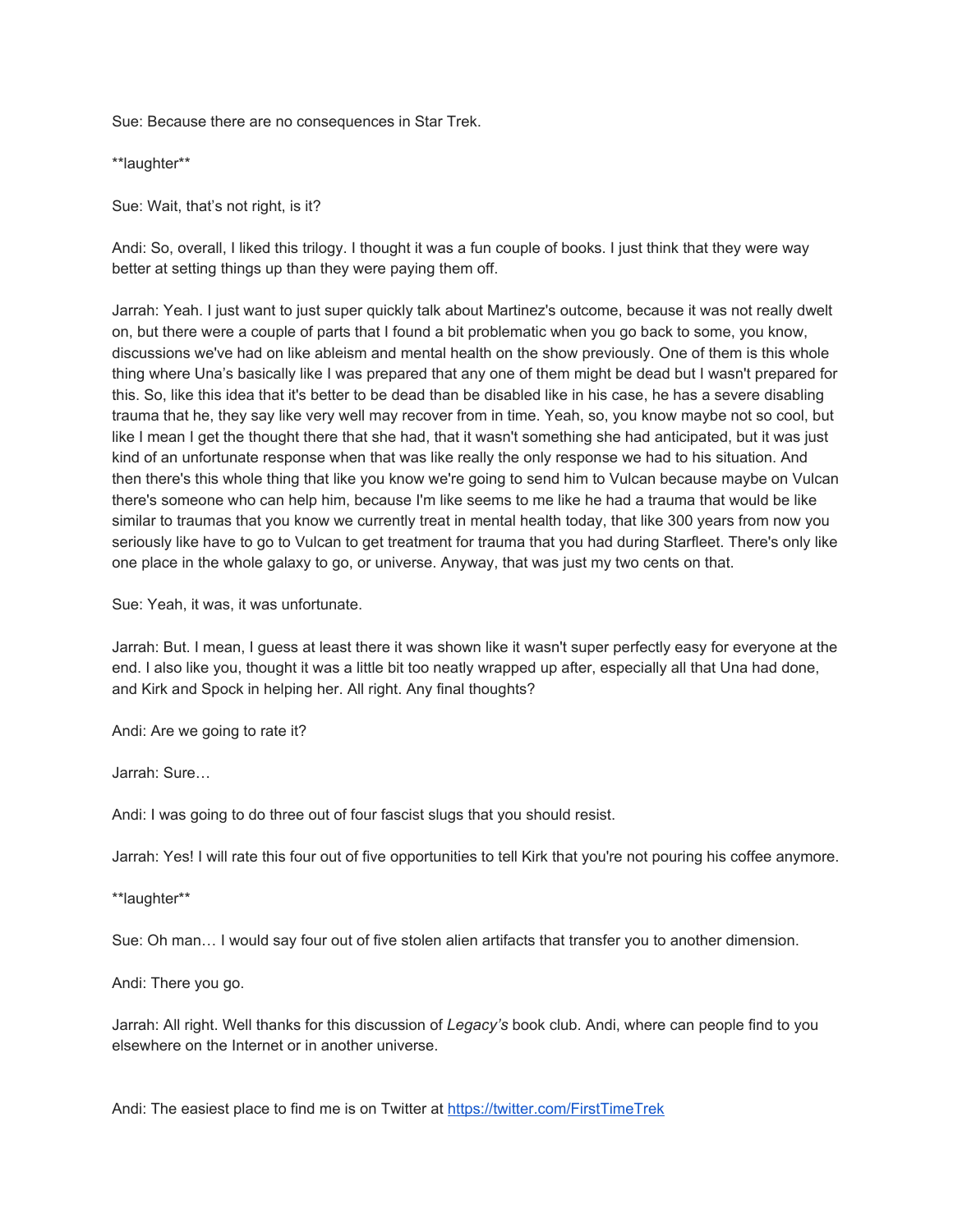Sue: Because there are no consequences in Star Trek.

**laughter**

Sue: Wait, that's not right, is it?

Andi: So, overall, I liked this trilogy. I thought it was a fun couple of books. I just think that they were way better at setting things up than they were paying them off.

Jarrah: Yeah. I just want to just super quickly talk about Martinez's outcome, because it was not really dwelt on, but there were a couple of parts that I found a bit problematic when you go back to some, you know, discussions we've had on like ableism and mental health on the show previously. One of them is this whole thing where Una's basically like I was prepared that any one of them might be dead but I wasn't prepared for this. So, like this idea that it's better to be dead than be disabled like in his case, he has a severe disabling trauma that he, they say like very well may recover from in time. Yeah, so, you know maybe not so cool, but like I mean I get the thought there that she had, that it wasn't something she had anticipated, but it was just kind of an unfortunate response when that was like really the only response we had to his situation. And then there's this whole thing that like you know we're going to send him to Vulcan because maybe on Vulcan there's someone who can help him, because I'm like seems to me like he had a trauma that would be like similar to traumas that you know we currently treat in mental health today, that like 300 years from now you seriously like have to go to Vulcan to get treatment for trauma that you had during Starfleet. There's only like one place in the whole galaxy to go, or universe. Anyway, that was just my two cents on that.

Sue: Yeah, it was, it was unfortunate.

Jarrah: But. I mean, I guess at least there it was shown like it wasn't super perfectly easy for everyone at the end. I also like you, thought it was a little bit too neatly wrapped up after, especially all that Una had done, and Kirk and Spock in helping her. All right. Any final thoughts?

Andi: Are we going to rate it?

Jarrah: Sure…

Andi: I was going to do three out of four fascist slugs that you should resist.

Jarrah: Yes! I will rate this four out of five opportunities to tell Kirk that you're not pouring his coffee anymore.

**laughter**

Sue: Oh man… I would say four out of five stolen alien artifacts that transfer you to another dimension.

Andi: There you go.

Jarrah: All right. Well thanks for this discussion of *Legacy's* book club. Andi, where can people find to you elsewhere on the Internet or in another universe.

Andi: The easiest place to find me is on Twitter at [https://twitter.com/FirstTimeTrek](https://twitter.com/FirstTimeTrek)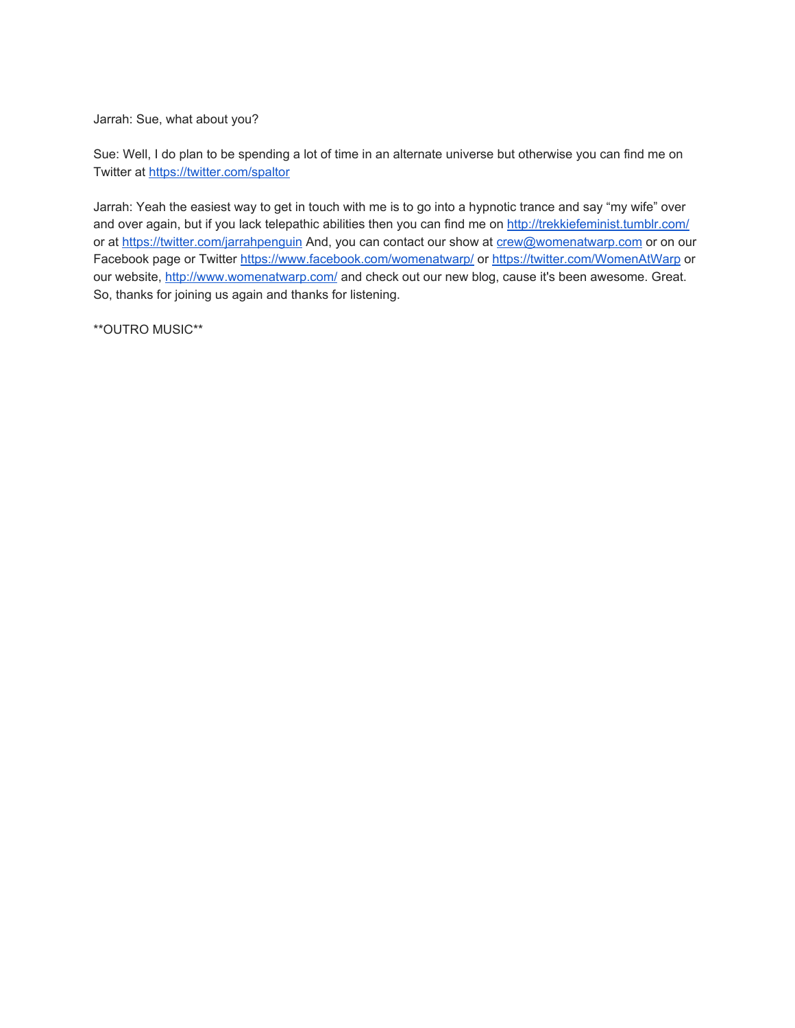Jarrah: Sue, what about you?

Sue: Well, I do plan to be spending a lot of time in an alternate universe but otherwise you can find me on Twitter at https://twitter.com/spaltor

Jarrah: Yeah the easiest way to get in touch with me is to go into a hypnotic trance and say “my wife” over and over again, but if you lack telepathic abilities then you can find me on http://trekkiefeminist.tumblr.com/ or at https://twitter.com/jarrahpenguin And, you can contact our show at crew@womenatwarp.com or on our Facebook page or Twitter https://www.facebook.com/womenatwarp/ or https://twitter.com/WomenAtWarp or our website, http://www.womenatwarp.com/ and check out our new blog, cause it's been awesome. Great. So, thanks for joining us again and thanks for listening.

**OUTRO MUSIC**